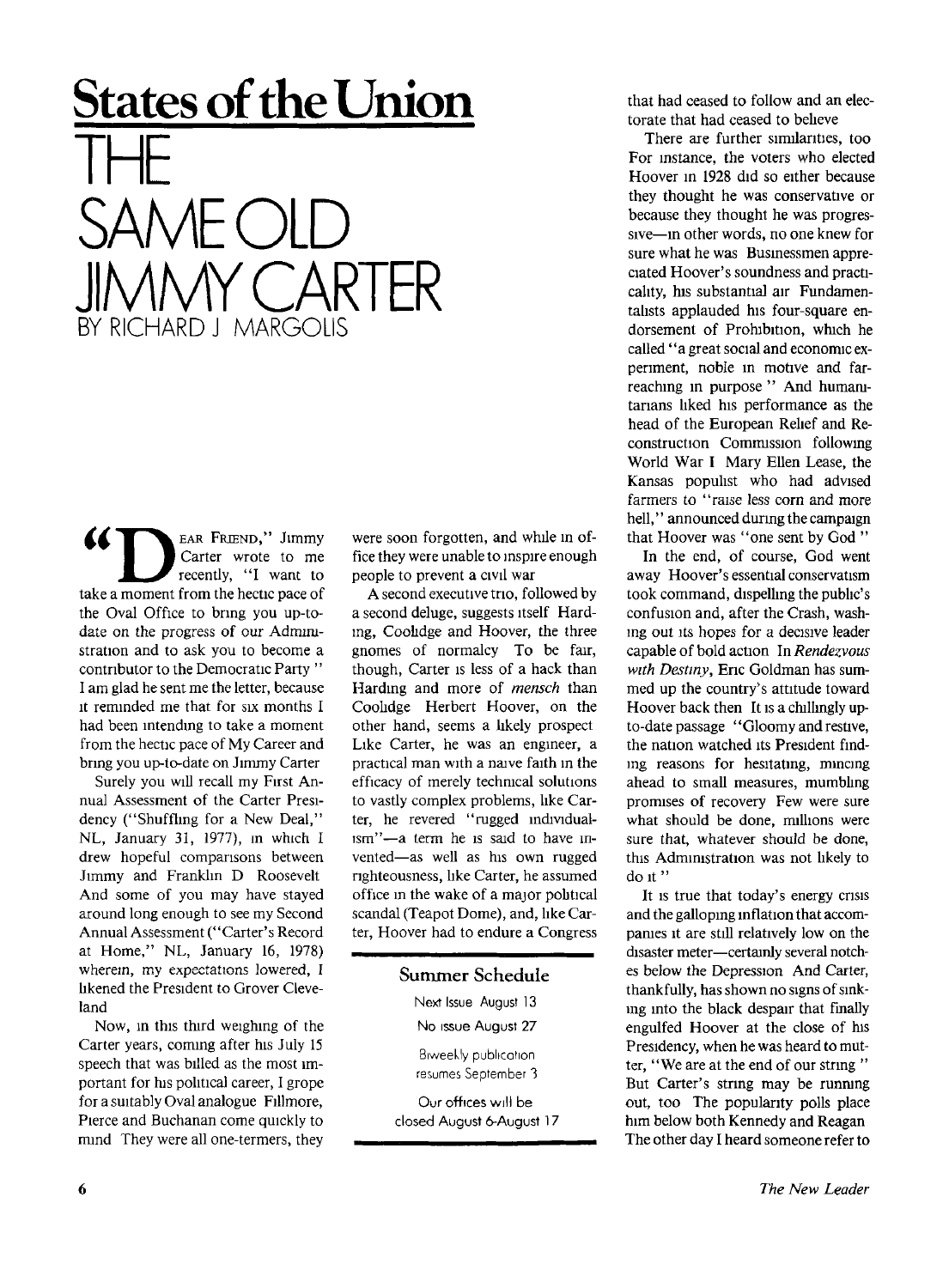# States of the Union

# THE SAME OLD JIMMY CARTER

BY RICHARD J MARGOLIS

"DEAR FRIEND," Jimmy Carter wrote to me recently, "I want to take a moment from the hectic pace of the Oval Office to bring you up-to-date on the progress of our Administration and to ask you to become a contributor to the Democratic Party" I am glad he sent me the letter, because it reminded me that for six months I had been intending to take a moment from the hectic pace of My Career and bring you up-to-date on Jimmy Carter

Surely you will recall my First Annual Assessment of the Carter Presidency ("Shuffling for a New Deal," NL, January 31, 1977), in which I drew hopeful comparisons between Jimmy and Franklin D Roosevelt And some of you may have stayed around long enough to see my Second Annual Assessment ("Carter's Record at Home," NL, January 16, 1978) wherein, my expectations lowered, I likened the President to Grover Cleveland

Now, in this third weighing of the Carter years, coming after his July 15 speech that was billed as the most important for his political career, I grope for a suitably Oval analogue Fillmore, Pierce and Buchanan come quickly to mind They were all one-termers, they were soon forgotten, and while in office they were unable to inspire enough people to prevent a civil war

A second executive trio, followed by a second deluge, suggests itself Harding, Coolidge and Hoover, the three gnomes of normalcy To be fair, though, Carter is less of a hack than Harding and more of *mensch* than Coolidge Herbert Hoover, on the other hand, seems a likely prospect Like Carter, he was an engineer, a practical man with a naive faith in the efficacy of merely technical solutions to vastly complex problems, like Carter, he revered "rugged individualism"—a term he is said to have invented—as well as his own rugged righteousness, like Carter, he assumed office in the wake of a major political scandal (Teapot Dome), and, like Carter, Hoover had to endure a Congress that had ceased to follow and an electorate that had ceased to believe

There are further similarities, too For instance, the voters who elected Hoover in 1928 did so either because they thought he was conservative or because they thought he was progressive—in other words, no one knew for sure what he was Businessmen appreciated Hoover's soundness and practicality, his substantial air Fundamentalists applauded his four-square endorsement of Prohibition, which he called "a great social and economic experiment, noble in motive and far-reaching in purpose" And humanitarians liked his performance as the head of the European Relief and Reconstruction Commission following World War I Mary Ellen Lease, the Kansas populist who had advised farmers to "raise less corn and more hell," announced during the campaign that Hoover was "one sent by God"

In the end, of course, God went away Hoover's essential conservatism took command, dispelling the public's confusion and, after the Crash, washing out its hopes for a decisive leader capable of bold action In *Rendezvous with Destiny*, Eric Goldman has summed up the country's attitude toward Hoover back then It is a chillingly up-to-date passage "Gloomy and restive, the nation watched its President finding reasons for hesitating, mincing ahead to small measures, mumbling promises of recovery Few were sure what should be done, millions were sure that, whatever should be done, this Administration was not likely to do it"

It is true that today's energy crisis and the galloping inflation that accompanies it are still relatively low on the disaster meter—certainly several notches below the Depression And Carter, thankfully, has shown no signs of sinking into the black despair that finally engulfed Hoover at the close of his Presidency, when he was heard to mutter, "We are at the end of our string" But Carter's string may be running out, too The popularity polls place him below both Kennedy and Reagan The other day I heard someone refer to

---

**Summer Schedule**

Next Issue August 13

No issue August 27

Biweekly publication resumes September 3

Our offices will be closed August 6-August 17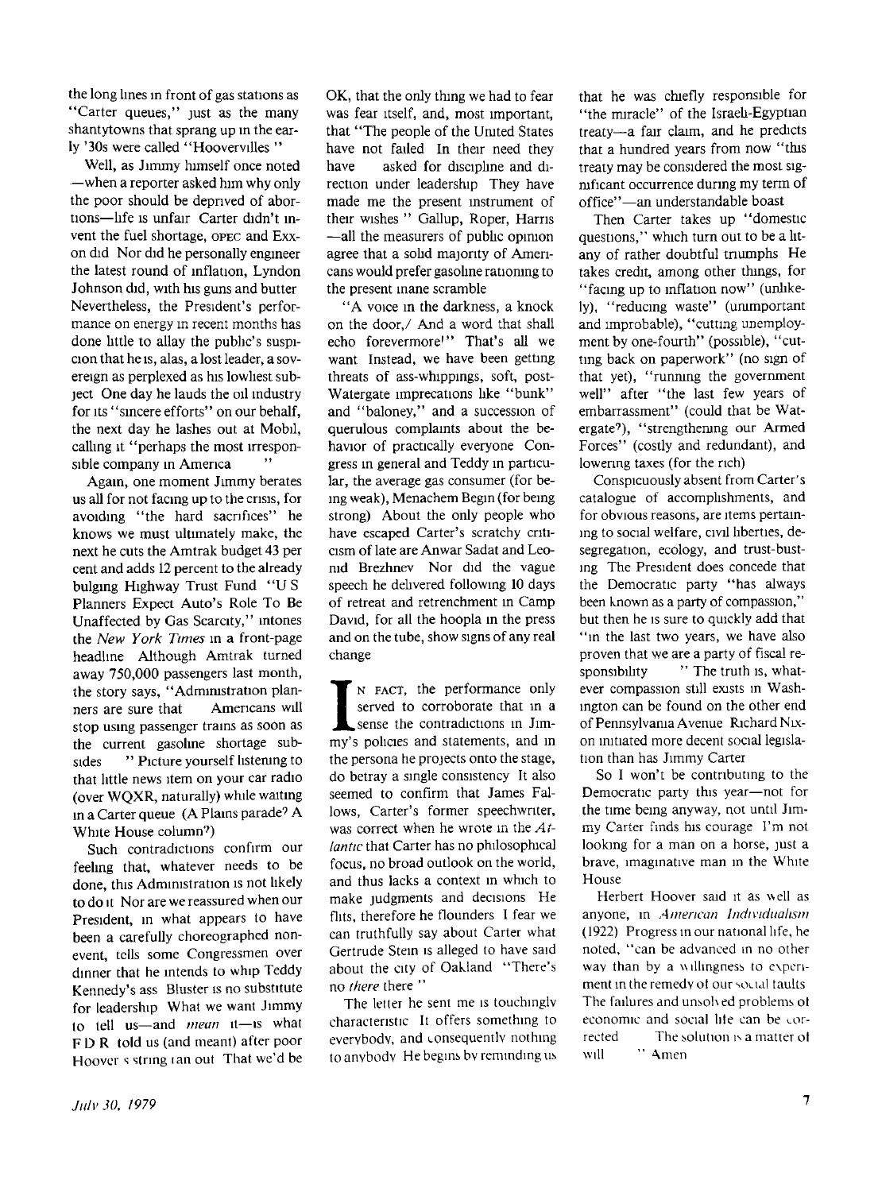the long lines in front of gas stations as "Carter queues," just as the many shantytowns that sprang up in the early '30s were called "Hoovervilles."

Well, as Jimmy himself once noted—when a reporter asked him why only the poor should be deprived of abortions—life is unfair. Carter didn't invent the fuel shortage, OPEC and Exxon did. Nor did he personally engineer the latest round of inflation, Lyndon Johnson did, with his guns and butter. Nevertheless, the President's performance on energy in recent months has done little to allay the public's suspicion that he is, alas, a lost leader, a sovereign as perplexed as his lowliest subject. One day he lauds the oil industry for its "sincere efforts" on our behalf, the next day he lashes out at Mobil, calling it "perhaps the most irresponsible company in America. . . ."

Again, one moment Jimmy berates us all for not facing up to the crisis, for avoiding "the hard sacrifices" he knows we must ultimately make, the next he cuts the Amtrak budget 43 per cent and adds 12 percent to the already bulging Highway Trust Fund. "U.S. Planners Expect Auto's Role To Be Unaffected by Gas Scarcity," intones the *New York Times* in a front-page headline. Although Amtrak turned away 750,000 passengers last month, the story says, "Administration planners are sure that . . . Americans will stop using passenger trains as soon as the current gasoline shortage subsides. . . ." Picture yourself listening to that little news item on your car radio (over WQXR, naturally) while waiting in a Carter queue. (A Plains parade? A White House column?)

Such contradictions confirm our feeling that, whatever needs to be done, this Administration is not likely to do it. Nor are we reassured when our President, in what appears to have been a carefully choreographed non-event, tells some Congressmen over dinner that he intends to whip Teddy Kennedy's ass. Bluster is no substitute for leadership. What we want Jimmy to tell us—and *mean* it—is what F.D.R. told us (and meant) after poor Hoover's string ran out. That we'd be OK, that the only thing we had to fear was fear itself, and, most important, that "The people of the United States have not failed. In their need they have . . . asked for discipline and direction under leadership. They have made me the present instrument of their wishes." Gallup, Roper, Harris—all the measurers of public opinion agree that a solid majority of Americans would prefer gasoline rationing to the present inane scramble.

"A voice in the darkness, a knock on the door,/ And a word that shall echo forevermore!" That's all we want. Instead, we have been getting threats of ass-whippings, soft, post-Watergate imprecations like "bunk" and "baloney," and a succession of querulous complaints about the behavior of practically everyone: Congress in general and Teddy in particular, the average gas consumer (for being weak), Menachem Begin (for being strong). About the only people who have escaped Carter's scratchy criticism of late are Anwar Sadat and Leonid Brezhnev. Nor did the vague speech he delivered following 10 days of retreat and retrenchment in Camp David, for all the hoopla in the press and on the tube, show signs of any real change.

IN FACT, the performance only served to corroborate that in a sense the contradictions in Jimmy's policies and statements, and in the persona he projects onto the stage, do betray a single consistency. It also seemed to confirm that James Fallows, Carter's former speechwriter, was correct when he wrote in the *Atlantic* that Carter has no philosophical focus, no broad outlook on the world, and thus lacks a context in which to make judgments and decisions. He flits, therefore he flounders. I fear we can truthfully say about Carter what Gertrude Stein is alleged to have said about the city of Oakland: "There's no *there* there."

The letter he sent me is touchingly characteristic. It offers something to everybody, and consequently nothing to anybody. He begins by reminding us that he was chiefly responsible for "the miracle" of the Israeli-Egyptian treaty—a fair claim, and he predicts that a hundred years from now "this treaty may be considered the most significant occurrence during my term of office"—an understandable boast.

Then Carter takes up "domestic questions," which turn out to be a litany of rather doubtful triumphs. He takes credit, among other things, for "facing up to inflation now" (unlikely), "reducing waste" (unimportant and improbable), "cutting unemployment by one-fourth" (possible), "cutting back on paperwork" (no sign of that yet), "running the government well" after "the last few years of embarrassment" (could that be Watergate?), "strengthening our Armed Forces" (costly and redundant), and lowering taxes (for the rich).

Conspicuously absent from Carter's catalogue of accomplishments, and for obvious reasons, are items pertaining to social welfare, civil liberties, desegregation, ecology, and trust-busting. The President does concede that the Democratic party "has always been known as a party of compassion," but then he is sure to quickly add that "in the last two years, we have also proven that we are a party of fiscal responsibility. . . ." The truth is, whatever compassion still exists in Washington can be found on the other end of Pennsylvania Avenue. Richard Nixon initiated more decent social legislation than has Jimmy Carter.

So I won't be contributing to the Democratic party this year—not for the time being anyway, not until Jimmy Carter finds his courage. I'm not looking for a man on a horse, just a brave, imaginative man in the White House.

Herbert Hoover said it as well as anyone, in *American Individualism* (1922). Progress in our national life, he noted, "can be advanced in no other way than by a willingness to experiment in the remedy of our social faults. The failures and unsolved problems of economic and social life can be corrected. . . . The solution is a matter of will. . . ." Amen.